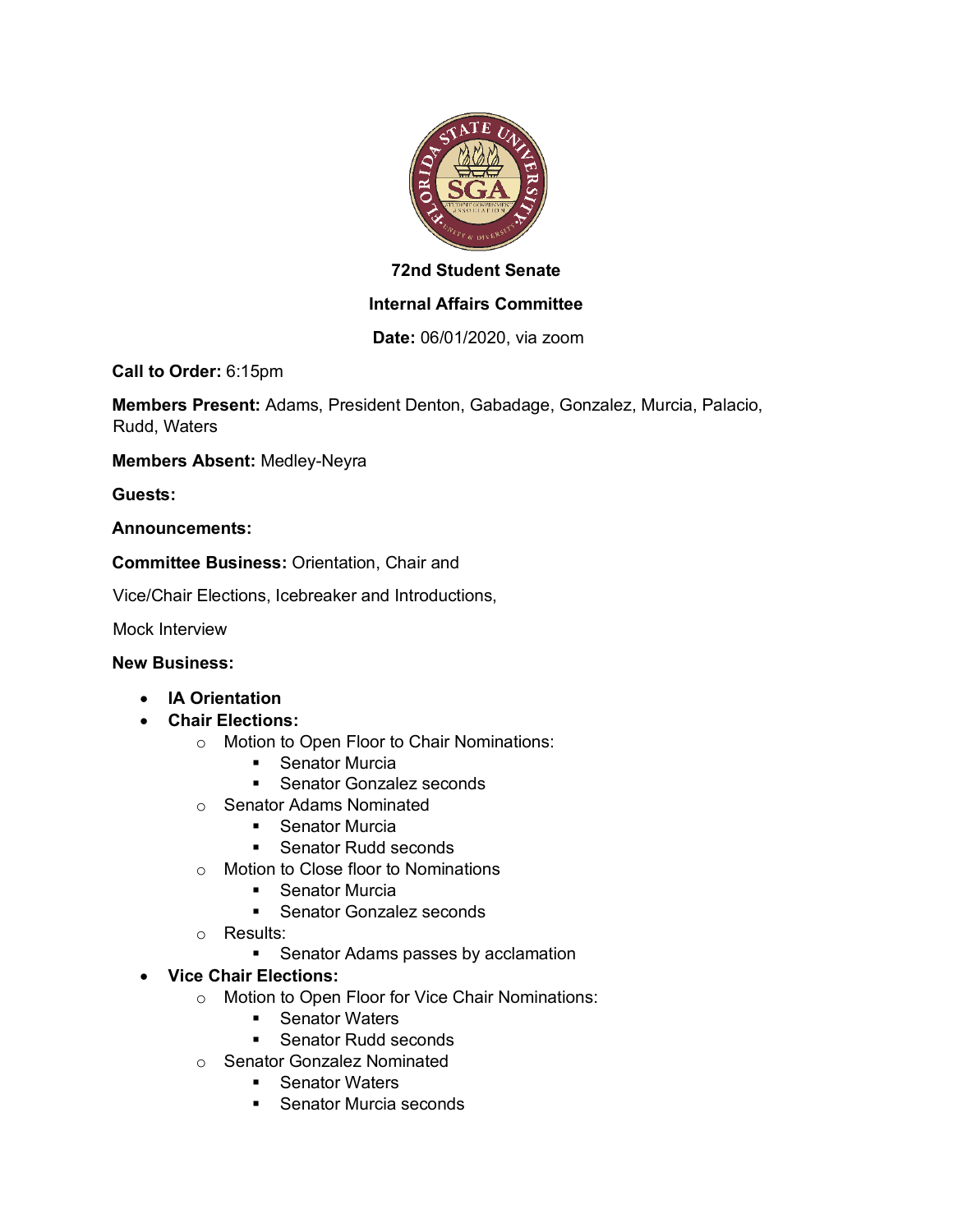**72nd Student Senate**

**Internal Affairs Committee**

**Date:** 06/01/2020, via zoom

**Call to Order:** 6:15pm

**Members Present:** Adams, President Denton, Gabadage, Gonzalez, Murcia, Palacio, Rudd, Waters

**Members Absent:** Medley-Neyra

**Guests:**

**Announcements:**

**Committee Business:** Orientation, Chair and Vice/Chair Elections, Icebreaker and Introductions, Mock Interview

**New Business:**

- **IA Orientation**
- **Chair Elections:**
  - Motion to Open Floor to Chair Nominations:
    - Senator Murcia
    - Senator Gonzalez seconds
  - Senator Adams Nominated
    - Senator Murcia
    - Senator Rudd seconds
  - Motion to Close floor to Nominations
    - Senator Murcia
    - Senator Gonzalez seconds
  - Results:
    - Senator Adams passes by acclamation
- **Vice Chair Elections:**
  - Motion to Open Floor for Vice Chair Nominations:
    - Senator Waters
    - Senator Rudd seconds
  - Senator Gonzalez Nominated
    - Senator Waters
    - Senator Murcia seconds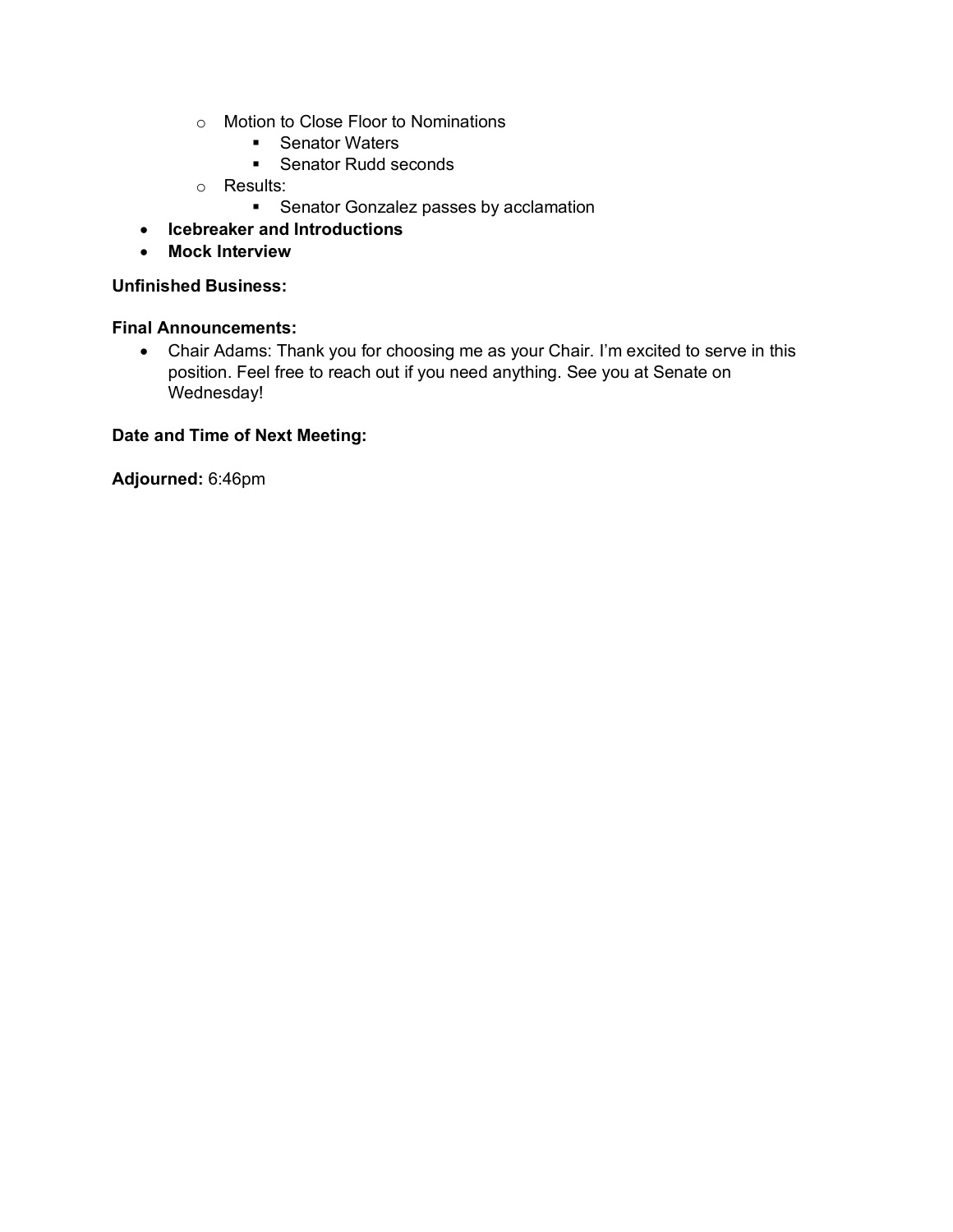- Motion to Close Floor to Nominations
    - Senator Waters
    - Senator Rudd seconds
  - Results:
    - Senator Gonzalez passes by acclamation
- **Icebreaker and Introductions**
- **Mock Interview**

**Unfinished Business:**

**Final Announcements:**

- Chair Adams: Thank you for choosing me as your Chair. I'm excited to serve in this position. Feel free to reach out if you need anything. See you at Senate on Wednesday!

**Date and Time of Next Meeting:**

**Adjourned:** 6:46pm